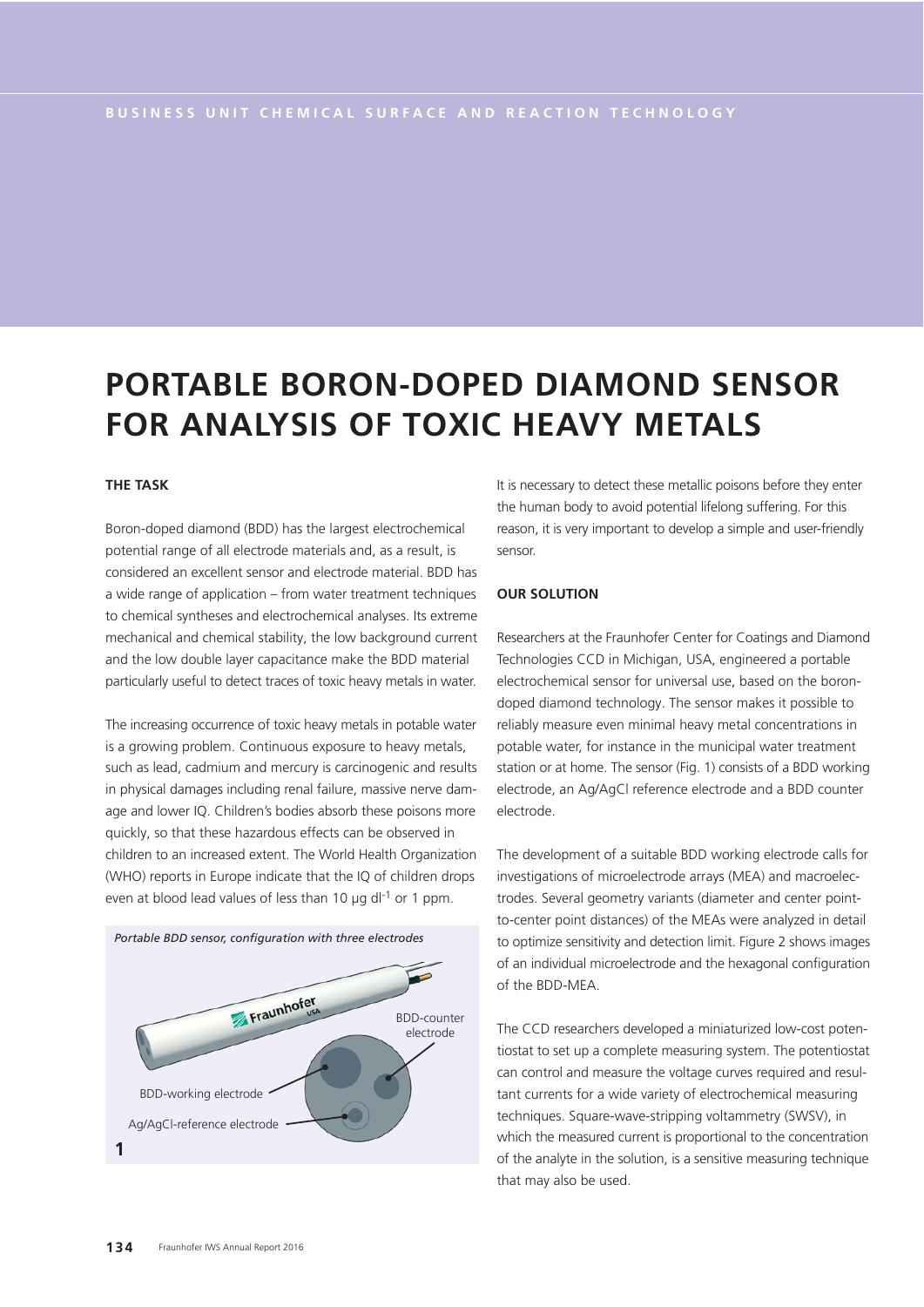# PORTABLE BORON-DOPED DIAMOND SENSOR FOR ANALYSIS OF TOXIC HEAVY METALS

## THE TASK

Boron-doped diamond (BDD) has the largest electrochemical potential range of all electrode materials and, as a result, is considered an excellent sensor and electrode material. BDD has a wide range of application – from water treatment techniques to chemical syntheses and electrochemical analyses. Its extreme mechanical and chemical stability, the low background current and the low double layer capacitance make the BDD material particularly useful to detect traces of toxic heavy metals in water.

The increasing occurrence of toxic heavy metals in potable water is a growing problem. Continuous exposure to heavy metals, such as lead, cadmium and mercury is carcinogenic and results in physical damages including renal failure, massive nerve damage and lower IQ. Children's bodies absorb these poisons more quickly, so that these hazardous effects can be observed in children to an increased extent. The World Health Organization (WHO) reports in Europe indicate that the IQ of children drops even at blood lead values of less than 10 µg $dl^{-1}$ or 1 ppm.

*Portable BDD sensor, configuration with three electrodes*

BDD-counter electrode

BDD-working electrode

Ag/AgCl-reference electrode

1

It is necessary to detect these metallic poisons before they enter the human body to avoid potential lifelong suffering. For this reason, it is very important to develop a simple and user-friendly sensor.

## OUR SOLUTION

Researchers at the Fraunhofer Center for Coatings and Diamond Technologies CCD in Michigan, USA, engineered a portable electrochemical sensor for universal use, based on the boron-doped diamond technology. The sensor makes it possible to reliably measure even minimal heavy metal concentrations in potable water, for instance in the municipal water treatment station or at home. The sensor (Fig. 1) consists of a BDD working electrode, an Ag/AgCl reference electrode and a BDD counter electrode.

The development of a suitable BDD working electrode calls for investigations of microelectrode arrays (MEA) and macroelectrodes. Several geometry variants (diameter and center point-to-center point distances) of the MEAs were analyzed in detail to optimize sensitivity and detection limit. Figure 2 shows images of an individual microelectrode and the hexagonal configuration of the BDD-MEA.

The CCD researchers developed a miniaturized low-cost potentiostat to set up a complete measuring system. The potentiostat can control and measure the voltage curves required and resultant currents for a wide variety of electrochemical measuring techniques. Square-wave-stripping voltammetry (SWSV), in which the measured current is proportional to the concentration of the analyte in the solution, is a sensitive measuring technique that may also be used.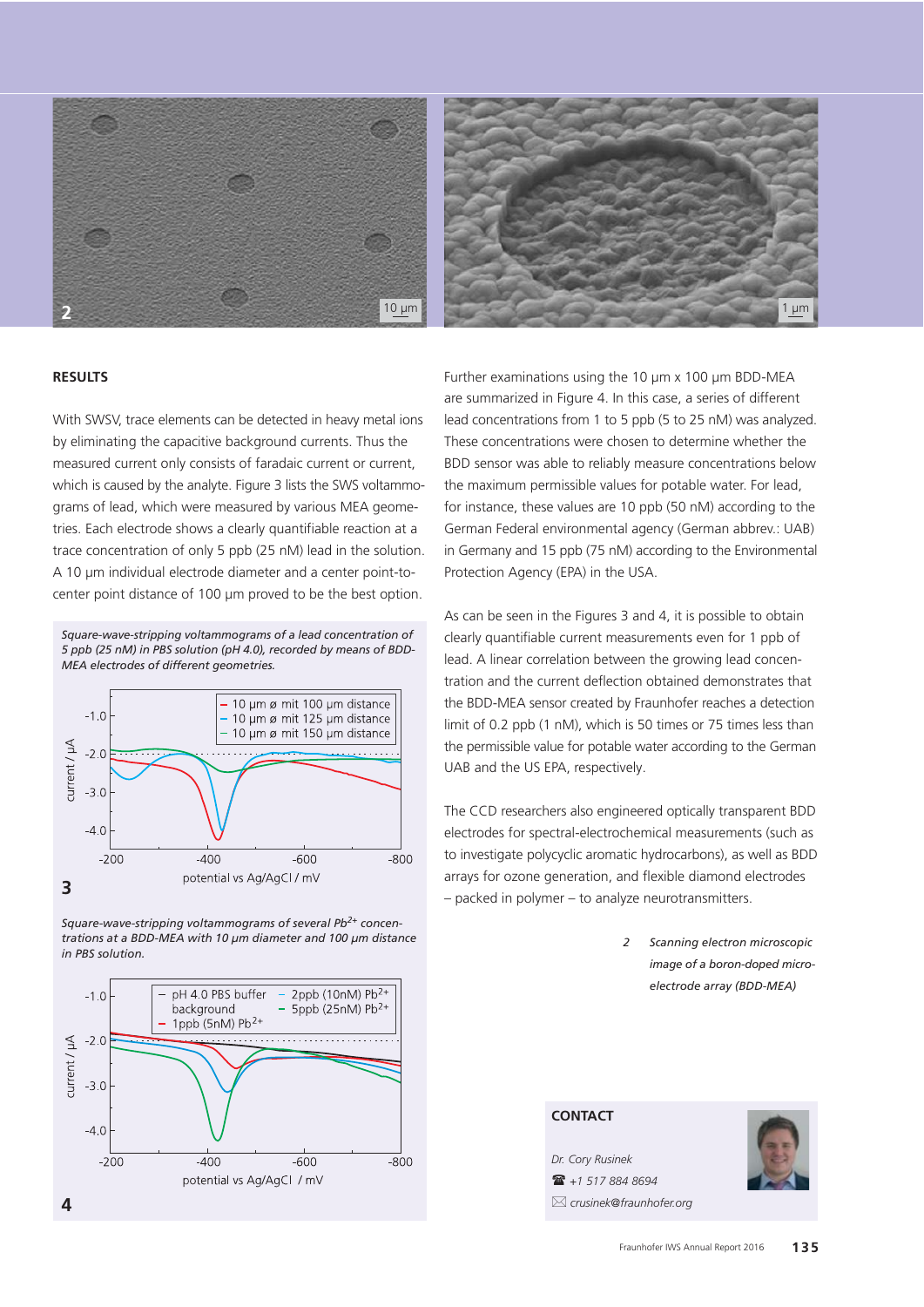10 µm

2

1 µm

## RESULTS

With SWSV, trace elements can be detected in heavy metal ions by eliminating the capacitive background currents. Thus the measured current only consists of faradaic current or current, which is caused by the analyte. Figure 3 lists the SWS voltammograms of lead, which were measured by various MEA geometries. Each electrode shows a clearly quantifiable reaction at a trace concentration of only 5 ppb (25 nM) lead in the solution. A 10 µm individual electrode diameter and a center point-to-center point distance of 100 µm proved to be the best option.

*Square-wave-stripping voltammograms of a lead concentration of 5 ppb (25 nM) in PBS solution (pH 4.0), recorded by means of BDD-MEA electrodes of different geometries.*

10 µm ø mit 100 µm distance
10 µm ø mit 125 µm distance
10 µm ø mit 150 µm distance

current / µA

-1.0
-2.0
-3.0
-4.0

-200
-400
-600
-800

potential vs Ag/AgCl / mV

3

*Square-wave-stripping voltammograms of several $Pb^{2+}$ concentrations at a BDD-MEA with 10 µm diameter and 100 µm distance in PBS solution.*

pH 4.0 PBS buffer background
1ppb (5nM) $Pb^{2+}$
2ppb (10nM) $Pb^{2+}$
5ppb (25nM) $Pb^{2+}$

current / µA

-1.0
-2.0
-3.0
-4.0

-200
-400
-600
-800

potential vs Ag/AgCl / mV

4

Further examinations using the 10 µm x 100 µm BDD-MEA are summarized in Figure 4. In this case, a series of different lead concentrations from 1 to 5 ppb (5 to 25 nM) was analyzed. These concentrations were chosen to determine whether the BDD sensor was able to reliably measure concentrations below the maximum permissible values for potable water. For lead, for instance, these values are 10 ppb (50 nM) according to the German Federal environmental agency (German abbrev.: UAB) in Germany and 15 ppb (75 nM) according to the Environmental Protection Agency (EPA) in the USA.

As can be seen in the Figures 3 and 4, it is possible to obtain clearly quantifiable current measurements even for 1 ppb of lead. A linear correlation between the growing lead concentration and the current deflection obtained demonstrates that the BDD-MEA sensor created by Fraunhofer reaches a detection limit of 0.2 ppb (1 nM), which is 50 times or 75 times less than the permissible value for potable water according to the German UAB and the US EPA, respectively.

The CCD researchers also engineered optically transparent BDD electrodes for spectral-electrochemical measurements (such as to investigate polycyclic aromatic hydrocarbons), as well as BDD arrays for ozone generation, and flexible diamond electrodes – packed in polymer – to analyze neurotransmitters.

*2 Scanning electron microscopic image of a boron-doped microelectrode array (BDD-MEA)*

**CONTACT**

*Dr. Cory Rusinek*

*+1 517 884 8694*

*crusinek@fraunhofer.org*